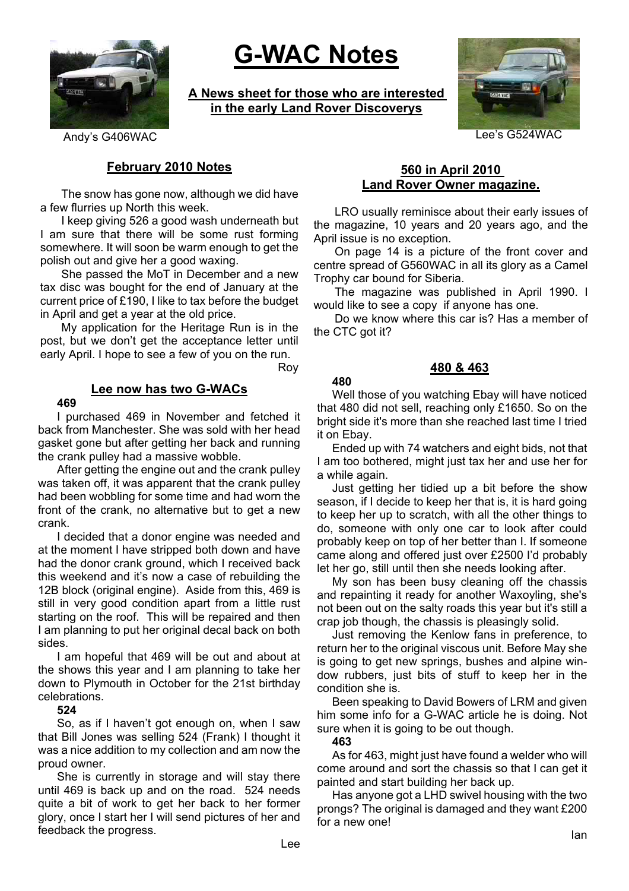# G-WAC Notes

**A News sheet for those who are interested in the early Land Rover Discoverys**

Andy's G406WAC

Lee's G524WAC

## February 2010 Notes

The snow has gone now, although we did have a few flurries up North this week.

I keep giving 526 a good wash underneath but I am sure that there will be some rust forming somewhere. It will soon be warm enough to get the polish out and give her a good waxing.

She passed the MoT in December and a new tax disc was bought for the end of January at the current price of £190, I like to tax before the budget in April and get a year at the old price.

My application for the Heritage Run is in the post, but we don't get the acceptance letter until early April. I hope to see a few of you on the run.

Roy

## Lee now has two G-WACs

**469**

I purchased 469 in November and fetched it back from Manchester. She was sold with her head gasket gone but after getting her back and running the crank pulley had a massive wobble.

After getting the engine out and the crank pulley was taken off, it was apparent that the crank pulley had been wobbling for some time and had worn the front of the crank, no alternative but to get a new crank.

I decided that a donor engine was needed and at the moment I have stripped both down and have had the donor crank ground, which I received back this weekend and it's now a case of rebuilding the 12B block (original engine). Aside from this, 469 is still in very good condition apart from a little rust starting on the roof. This will be repaired and then I am planning to put her original decal back on both sides.

I am hopeful that 469 will be out and about at the shows this year and I am planning to take her down to Plymouth in October for the 21st birthday celebrations.

**524**

So, as if I haven't got enough on, when I saw that Bill Jones was selling 524 (Frank) I thought it was a nice addition to my collection and am now the proud owner.

She is currently in storage and will stay there until 469 is back up and on the road. 524 needs quite a bit of work to get her back to her former glory, once I start her I will send pictures of her and feedback the progress.

Lee

## 560 in April 2010 Land Rover Owner magazine.

LRO usually reminisce about their early issues of the magazine, 10 years and 20 years ago, and the April issue is no exception.

On page 14 is a picture of the front cover and centre spread of G560WAC in all its glory as a Camel Trophy car bound for Siberia.

The magazine was published in April 1990. I would like to see a copy if anyone has one.

Do we know where this car is? Has a member of the CTC got it?

## 480 & 463

**480**

Well those of you watching Ebay will have noticed that 480 did not sell, reaching only £1650. So on the bright side it's more than she reached last time I tried it on Ebay.

Ended up with 74 watchers and eight bids, not that I am too bothered, might just tax her and use her for a while again.

Just getting her tidied up a bit before the show season, if I decide to keep her that is, it is hard going to keep her up to scratch, with all the other things to do, someone with only one car to look after could probably keep on top of her better than I. If someone came along and offered just over £2500 I'd probably let her go, still until then she needs looking after.

My son has been busy cleaning off the chassis and repainting it ready for another Waxoyling, she's not been out on the salty roads this year but it's still a crap job though, the chassis is pleasingly solid.

Just removing the Kenlow fans in preference, to return her to the original viscous unit. Before May she is going to get new springs, bushes and alpine window rubbers, just bits of stuff to keep her in the condition she is.

Been speaking to David Bowers of LRM and given him some info for a G-WAC article he is doing. Not sure when it is going to be out though.

**463**

As for 463, might just have found a welder who will come around and sort the chassis so that I can get it painted and start building her back up.

Has anyone got a LHD swivel housing with the two prongs? The original is damaged and they want £200 for a new one!

Ian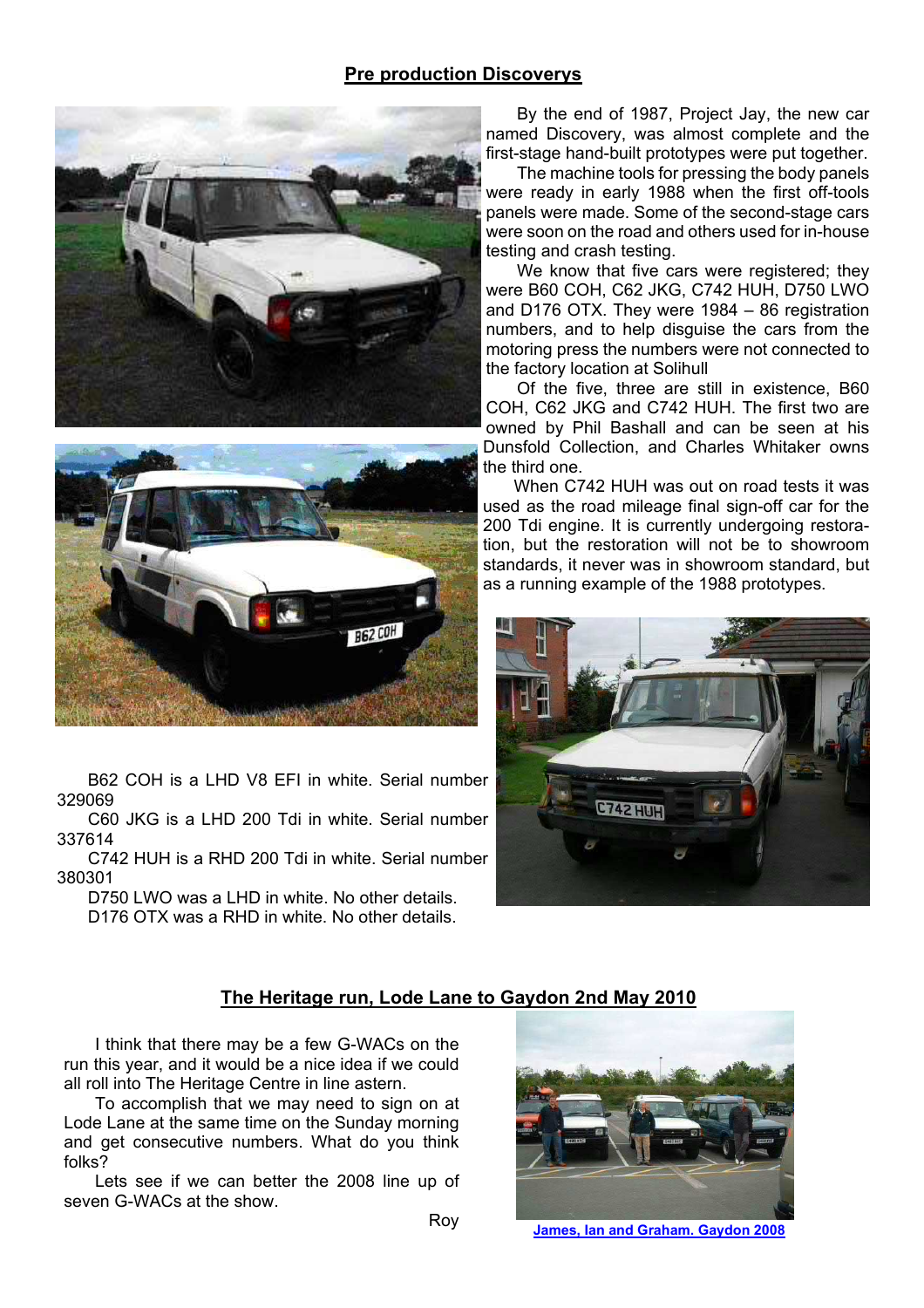## Pre production Discoverys

By the end of 1987, Project Jay, the new car named Discovery, was almost complete and the first-stage hand-built prototypes were put together.

The machine tools for pressing the body panels were ready in early 1988 when the first off-tools panels were made. Some of the second-stage cars were soon on the road and others used for in-house testing and crash testing.

We know that five cars were registered; they were B60 COH, C62 JKG, C742 HUH, D750 LWO and D176 OTX. They were 1984 – 86 registration numbers, and to help disguise the cars from the motoring press the numbers were not connected to the factory location at Solihull

Of the five, three are still in existence, B60 COH, C62 JKG and C742 HUH. The first two are owned by Phil Bashall and can be seen at his Dunsfold Collection, and Charles Whitaker owns the third one.

When C742 HUH was out on road tests it was used as the road mileage final sign-off car for the 200 Tdi engine. It is currently undergoing restoration, but the restoration will not be to showroom standards, but it never was in showroom standard, but as a running example of the 1988 prototypes.

B62 COH is a LHD V8 EFI in white. Serial number 329069

C60 JKG is a LHD 200 Tdi in white. Serial number 337614

C742 HUH is a RHD 200 Tdi in white. Serial number 380301

D750 LWO was a LHD in white. No other details.

D176 OTX was a RHD in white. No other details.

## The Heritage run, Lode Lane to Gaydon 2nd May 2010

I think that there may be a few G-WACs on the run this year, and it would be a nice idea if we could all roll into The Heritage Centre in line astern.

To accomplish that we may need to sign on at Lode Lane at the same time on the Sunday morning and get consecutive numbers. What do you think folks?

Lets see if we can better the 2008 line up of seven G-WACs at the show.

Roy

James, Ian and Graham. Gaydon 2008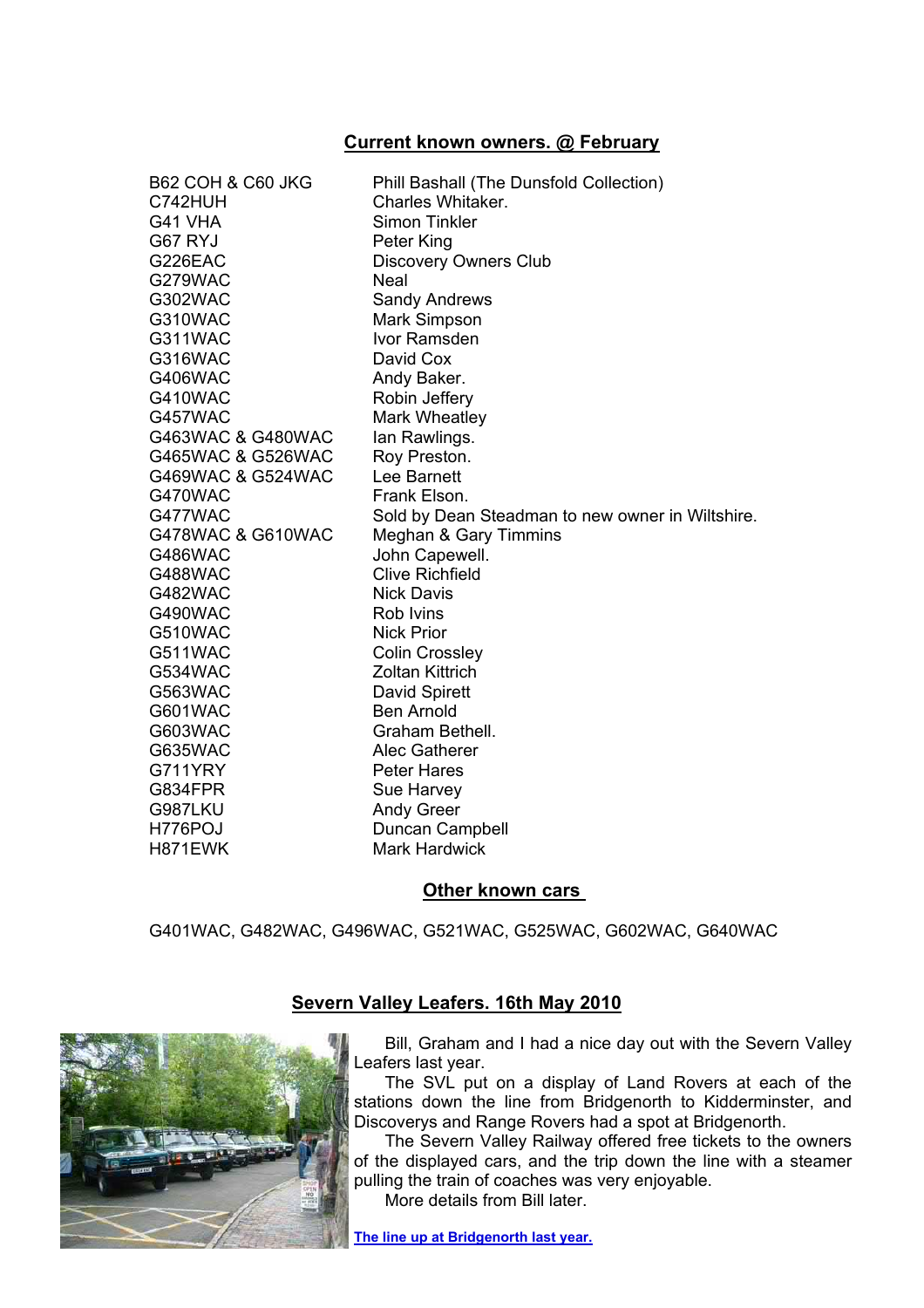## Current known owners. @ February

| | |
|---|---|
| B62 COH & C60 JKG | Phill Bashall (The Dunsfold Collection) |
| C742HUH | Charles Whitaker. |
| G41 VHA | Simon Tinkler |
| G67 RYJ | Peter King |
| G226EAC | Discovery Owners Club |
| G279WAC | Neal |
| G302WAC | Sandy Andrews |
| G310WAC | Mark Simpson |
| G311WAC | Ivor Ramsden |
| G316WAC | David Cox |
| G406WAC | Andy Baker. |
| G410WAC | Robin Jeffery |
| G457WAC | Mark Wheatley |
| G463WAC & G480WAC | Ian Rawlings. |
| G465WAC & G526WAC | Roy Preston. |
| G469WAC & G524WAC | Lee Barnett |
| G470WAC | Frank Elson. |
| G477WAC | Sold by Dean Steadman to new owner in Wiltshire. |
| G478WAC & G610WAC | Meghan & Gary Timmins |
| G486WAC | John Capewell. |
| G488WAC | Clive Richfield |
| G482WAC | Nick Davis |
| G490WAC | Rob Ivins |
| G510WAC | Nick Prior |
| G511WAC | Colin Crossley |
| G534WAC | Zoltan Kittrich |
| G563WAC | David Spirett |
| G601WAC | Ben Arnold |
| G603WAC | Graham Bethell. |
| G635WAC | Alec Gatherer |
| G711YRY | Peter Hares |
| G834FPR | Sue Harvey |
| G987LKU | Andy Greer |
| H776POJ | Duncan Campbell |
| H871EWK | Mark Hardwick |

## Other known cars

G401WAC, G482WAC, G496WAC, G521WAC, G525WAC, G602WAC, G640WAC

## Severn Valley Leafers. 16th May 2010

Bill, Graham and I had a nice day out with the Severn Valley Leafers last year.

The SVL put on a display of Land Rovers at each of the stations down the line from Bridgenorth to Kidderminster, and Discoverys and Range Rovers had a spot at Bridgenorth.

The Severn Valley Railway offered free tickets to the owners of the displayed cars, and the trip down the line with a steamer pulling the train of coaches was very enjoyable.

More details from Bill later.

**The line up at Bridgenorth last year.**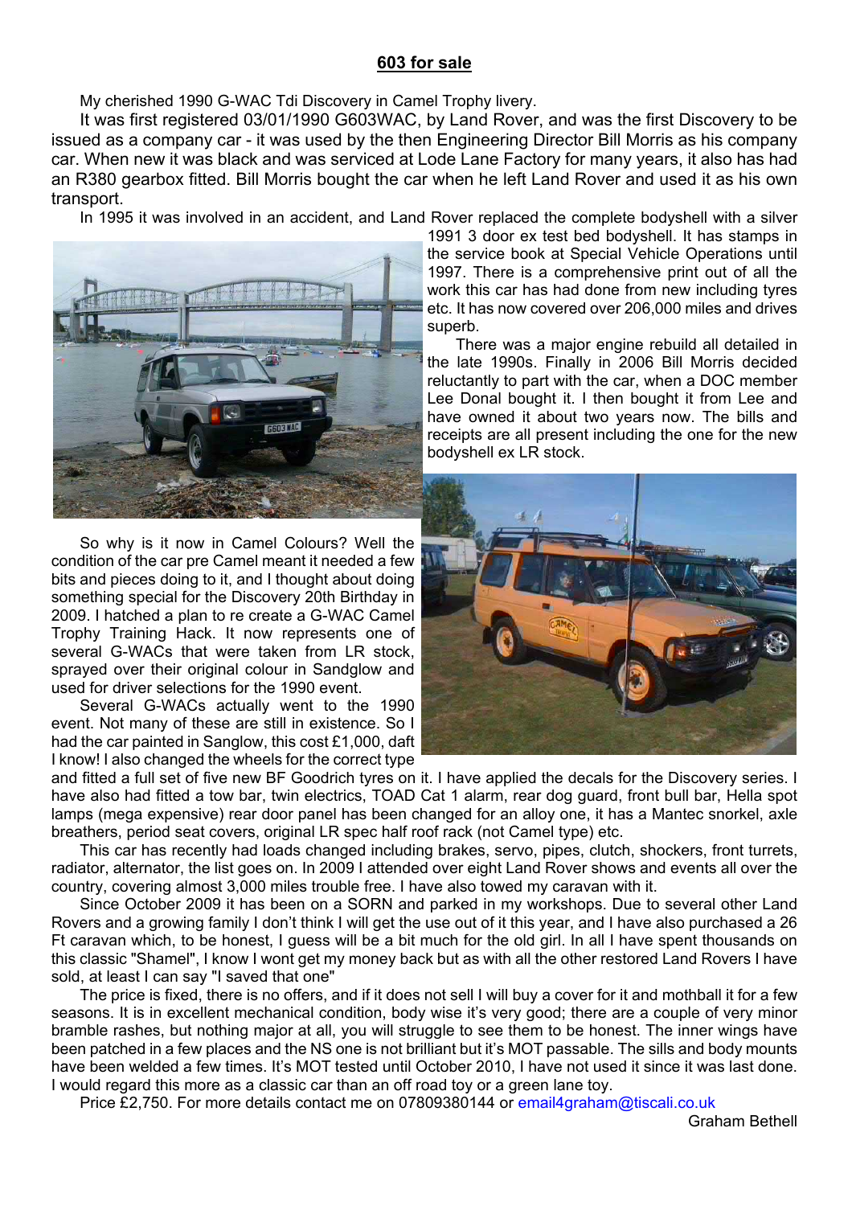## 603 for sale

My cherished 1990 G-WAC Tdi Discovery in Camel Trophy livery.

It was first registered 03/01/1990 G603WAC, by Land Rover, and was the first Discovery to be issued as a company car - it was used by the then Engineering Director Bill Morris as his company car. When new it was black and was serviced at Lode Lane Factory for many years, it also has had an R380 gearbox fitted. Bill Morris bought the car when he left Land Rover and used it as his own transport.

In 1995 it was involved in an accident, and Land Rover replaced the complete bodyshell with a silver 1991 3 door ex test bed bodyshell. It has stamps in the service book at Special Vehicle Operations until 1997. There is a comprehensive print out of all the work this car has had done from new including tyres etc. It has now covered over 206,000 miles and drives superb.

There was a major engine rebuild all detailed in the late 1990s. Finally in 2006 Bill Morris decided reluctantly to part with the car, when a DOC member Lee Donal bought it. I then bought it from Lee and have owned it about two years now. The bills and receipts are all present including the one for the new bodyshell ex LR stock.

So why is it now in Camel Colours? Well the condition of the car pre Camel meant it needed a few bits and pieces doing to it, and I thought about doing something special for the Discovery 20th Birthday in 2009. I hatched a plan to re create a G-WAC Camel Trophy Training Hack. It now represents one of several G-WACs that were taken from LR stock, sprayed over their original colour in Sandglow and used for driver selections for the 1990 event.

Several G-WACs actually went to the 1990 event. Not many of these are still in existence. So I had the car painted in Sanglow, this cost £1,000, daft I know! I also changed the wheels for the correct type and fitted a full set of five new BF Goodrich tyres on it. I have applied the decals for the Discovery series. I have also had fitted a tow bar, twin electrics, TOAD Cat 1 alarm, rear dog guard, front bull bar, Hella spot lamps (mega expensive) rear door panel has been changed for an alloy one, it has a Mantec snorkel, axle breathers, period seat covers, original LR spec half roof rack (not Camel type) etc.

This car has recently had loads changed including brakes, servo, pipes, clutch, shockers, front turrets, radiator, alternator, the list goes on. In 2009 I attended over eight Land Rover shows and events all over the country, covering almost 3,000 miles trouble free. I have also towed my caravan with it.

Since October 2009 it has been on a SORN and parked in my workshops. Due to several other Land Rovers and a growing family I don't think I will get the use out of it this year, and I have also purchased a 26 Ft caravan which, to be honest, I guess will be a bit much for the old girl. In all I have spent thousands on this classic "Shamel", I know I wont get my money back but as with all the other restored Land Rovers I have sold, at least I can say "I saved that one"

The price is fixed, there is no offers, and if it does not sell I will buy a cover for it and mothball it for a few seasons. It is in excellent mechanical condition, body wise it's very good; there are a couple of very minor bramble rashes, but nothing major at all, you will struggle to see them to be honest. The inner wings have been patched in a few places and the NS one is not brilliant but it's MOT passable. The sills and body mounts have been welded a few times. It's MOT tested until October 2010, I have not used it since it was last done. I would regard this more as a classic car than an off road toy or a green lane toy.

Price £2,750. For more details contact me on 07809380144 or email4graham@tiscali.co.uk

Graham Bethell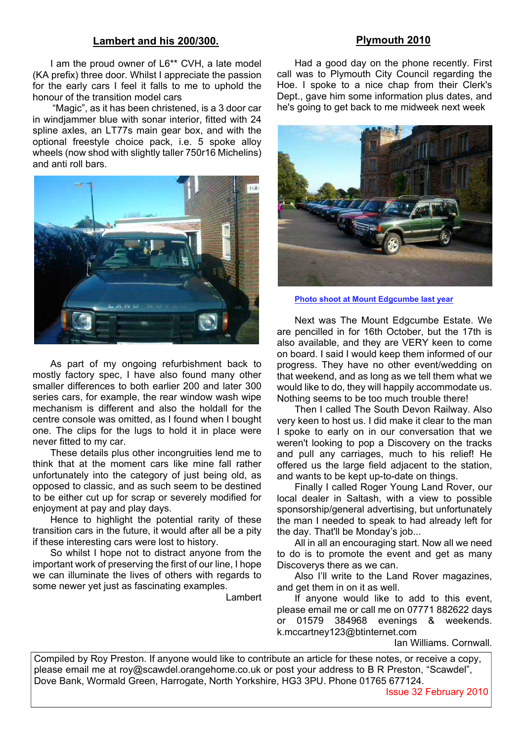## Lambert and his 200/300.

I am the proud owner of L6** CVH, a late model (KA prefix) three door. Whilst I appreciate the passion for the early cars I feel it falls to me to uphold the honour of the transition model cars

"Magic", as it has been christened, is a 3 door car in windjammer blue with sonar interior, fitted with 24 spline axles, an LT77s main gear box, and with the optional freestyle choice pack, i.e. 5 spoke alloy wheels (now shod with slightly taller 750r16 Michelins) and anti roll bars.

As part of my ongoing refurbishment back to mostly factory spec, I have also found many other smaller differences to both earlier 200 and later 300 series cars, for example, the rear window wash wipe mechanism is different and also the holdall for the centre console was omitted, as I found when I bought one. The clips for the lugs to hold it in place were never fitted to my car.

These details plus other incongruities lend me to think that at the moment cars like mine fall rather unfortunately into the category of just being old, as opposed to classic, and as such seem to be destined to be either cut up for scrap or severely modified for enjoyment at pay and play days.

Hence to highlight the potential rarity of these transition cars in the future, it would after all be a pity if these interesting cars were lost to history.

So whilst I hope not to distract anyone from the important work of preserving the first of our line, I hope we can illuminate the lives of others with regards to some newer yet just as fascinating examples.

Lambert

## Plymouth 2010

Had a good day on the phone recently. First call was to Plymouth City Council regarding the Hoe. I spoke to a nice chap from their Clerk's Dept., gave him some information plus dates, and he's going to get back to me midweek next week

**Photo shoot at Mount Edgcumbe last year**

Next was The Mount Edgcumbe Estate. We are pencilled in for 16th October, but the 17th is also available, and they are VERY keen to come on board. I said I would keep them informed of our progress. They have no other event/wedding on that weekend, and as long as we tell them what we would like to do, they will happily accommodate us. Nothing seems to be too much trouble there!

Then I called The South Devon Railway. Also very keen to host us. I did make it clear to the man I spoke to early on in our conversation that we weren't looking to pop a Discovery on the tracks and pull any carriages, much to his relief! He offered us the large field adjacent to the station, and wants to be kept up-to-date on things.

Finally I called Roger Young Land Rover, our local dealer in Saltash, with a view to possible sponsorship/general advertising, but unfortunately the man I needed to speak to had already left for the day. That'll be Monday's job...

All in all an encouraging start. Now all we need to do is to promote the event and get as many Discoverys there as we can.

Also I'll write to the Land Rover magazines, and get them in on it as well.

If anyone would like to add to this event, please email me or call me on 07771 882622 days or 01579 384968 evenings & weekends. k.mccartney123@btinternet.com

Ian Williams. Cornwall.

Compiled by Roy Preston. If anyone would like to contribute an article for these notes, or receive a copy, please email me at roy@scawdel.orangehome.co.uk or post your address to B R Preston, "Scawdel", Dove Bank, Wormald Green, Harrogate, North Yorkshire, HG3 3PU. Phone 01765 677124.

Issue 32 February 2010